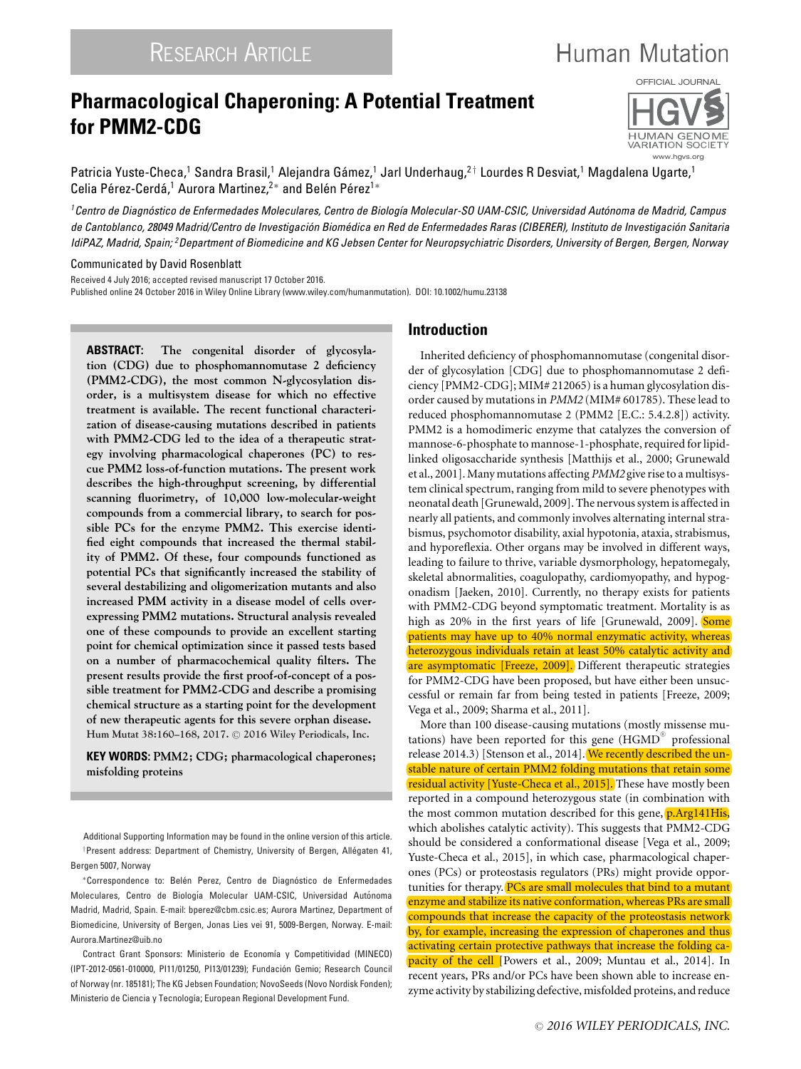# Pharmacological Chaperoning: A Potential Treatment for PMM2-CDG

Patricia Yuste-Checa,[1] Sandra Brasil,[1] Alejandra Gámez,[1] Jarl Underhaug,[2†] Lourdes R Desviat,[1] Magdalena Ugarte,[1] Celia Pérez-Cerdá,[1] Aurora Martinez,[2*] and Belén Pérez[1*]

[1]*Centro de Diagnóstico de Enfermedades Moleculares, Centro de Biología Molecular-SO UAM-CSIC, Universidad Autónoma de Madrid, Campus de Cantoblanco, 28049 Madrid/Centro de Investigación Biomédica en Red de Enfermedades Raras (CIBERER), Instituto de Investigación Sanitaria IdiPAZ, Madrid, Spain;* [2]*Department of Biomedicine and KG Jebsen Center for Neuropsychiatric Disorders, University of Bergen, Bergen, Norway*

Communicated by David Rosenblatt

Received 4 July 2016; accepted revised manuscript 17 October 2016.
Published online 24 October 2016 in Wiley Online Library (www.wiley.com/humanmutation). DOI: 10.1002/humu.23138

**ABSTRACT: The congenital disorder of glycosylation (CDG) due to phosphomannomutase 2 deficiency (PMM2-CDG), the most common N-glycosylation disorder, is a multisystem disease for which no effective treatment is available. The recent functional characterization of disease-causing mutations described in patients with PMM2-CDG led to the idea of a therapeutic strategy involving pharmacological chaperones (PC) to rescue PMM2 loss-of-function mutations. The present work describes the high-throughput screening, by differential scanning fluorimetry, of 10,000 low-molecular-weight compounds from a commercial library, to search for possible PCs for the enzyme PMM2. This exercise identified eight compounds that increased the thermal stability of PMM2. Of these, four compounds functioned as potential PCs that significantly increased the stability of several destabilizing and oligomerization mutants and also increased PMM activity in a disease model of cells overexpressing PMM2 mutations. Structural analysis revealed one of these compounds to provide an excellent starting point for chemical optimization since it passed tests based on a number of pharmacochemical quality filters. The present results provide the first proof-of-concept of a possible treatment for PMM2-CDG and describe a promising chemical structure as a starting point for the development of new therapeutic agents for this severe orphan disease.**
Hum Mutat 38:160–168, 2017. © 2016 Wiley Periodicals, Inc.

**KEY WORDS: PMM2; CDG; pharmacological chaperones; misfolding proteins**

Additional Supporting Information may be found in the online version of this article.
†Present address: Department of Chemistry, University of Bergen, Allégaten 41, Bergen 5007, Norway

*Correspondence to: Belén Perez, Centro de Diagnóstico de Enfermedades Moleculares, Centro de Biología Molecular UAM-CSIC, Universidad Autónoma Madrid, Madrid, Spain. E-mail: bperez@cbm.csic.es; Aurora Martinez, Department of Biomedicine, University of Bergen, Jonas Lies vei 91, 5009-Bergen, Norway. E-mail: Aurora.Martinez@uib.no

Contract Grant Sponsors: Ministerio de Economía y Competitividad (MINECO) (IPT-2012-0561-010000, PI11/01250, PI13/01239); Fundación Gemio; Research Council of Norway (nr. 185181); The KG Jebsen Foundation; NovoSeeds (Novo Nordisk Fonden); Ministerio de Ciencia y Tecnología; European Regional Development Fund.

## Introduction

Inherited deficiency of phosphomannomutase (congenital disorder of glycosylation [CDG] due to phosphomannomutase 2 deficiency [PMM2-CDG]; MIM# 212065) is a human glycosylation disorder caused by mutations in *PMM2* (MIM# 601785). These lead to reduced phosphomannomutase 2 (PMM2 [E.C.: 5.4.2.8]) activity. PMM2 is a homodimeric enzyme that catalyzes the conversion of mannose-6-phosphate to mannose-1-phosphate, required for lipid-linked oligosaccharide synthesis [Matthijs et al., 2000; Grunewald et al., 2001]. Many mutations affecting *PMM2* give rise to a multisystem clinical spectrum, ranging from mild to severe phenotypes with neonatal death [Grunewald, 2009]. The nervous system is affected in nearly all patients, and commonly involves alternating internal strabismus, psychomotor disability, axial hypotonia, ataxia, strabismus, and hyporeflexia. Other organs may be involved in different ways, leading to failure to thrive, variable dysmorphology, hepatomegaly, skeletal abnormalities, coagulopathy, cardiomyopathy, and hypogonadism [Jaeken, 2010]. Currently, no therapy exists for patients with PMM2-CDG beyond symptomatic treatment. Mortality is as high as 20% in the first years of life [Grunewald, 2009]. Some patients may have up to 40% normal enzymatic activity, whereas heterozygous individuals retain at least 50% catalytic activity and are asymptomatic [Freeze, 2009]. Different therapeutic strategies for PMM2-CDG have been proposed, but have either been unsuccessful or remain far from being tested in patients [Freeze, 2009; Vega et al., 2009; Sharma et al., 2011].

More than 100 disease-causing mutations (mostly missense mutations) have been reported for this gene (HGMD® professional release 2014.3) [Stenson et al., 2014]. We recently described the unstable nature of certain PMM2 folding mutations that retain some residual activity [Yuste-Checa et al., 2015]. These have mostly been reported in a compound heterozygous state (in combination with the most common mutation described for this gene, p.Arg141His, which abolishes catalytic activity). This suggests that PMM2-CDG should be considered a conformational disease [Vega et al., 2009; Yuste-Checa et al., 2015], in which case, pharmacological chaperones (PCs) or proteostasis regulators (PRs) might provide opportunities for therapy. PCs are small molecules that bind to a mutant enzyme and stabilize its native conformation, whereas PRs are small compounds that increase the capacity of the proteostasis network by, for example, increasing the expression of chaperones and thus activating certain protective pathways that increase the folding capacity of the cell [Powers et al., 2009; Muntau et al., 2014]. In recent years, PRs and/or PCs have been shown able to increase enzyme activity by stabilizing defective, misfolded proteins, and reduce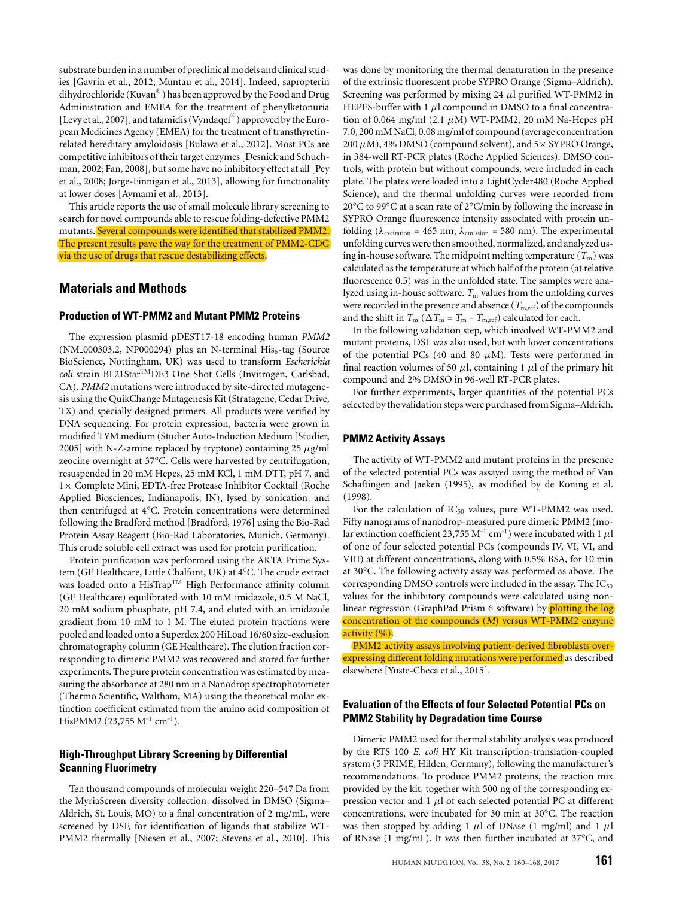substrate burden in a number of preclinical models and clinical studies [Gavrin et al., 2012; Muntau et al., 2014]. Indeed, sapropterin dihydrochloride (Kuvan®) has been approved by the Food and Drug Administration and EMEA for the treatment of phenylketonuria [Levy et al., 2007], and tafamidis (Vyndaqel®) approved by the European Medicines Agency (EMEA) for the treatment of transthyretin-related hereditary amyloidosis [Bulawa et al., 2012]. Most PCs are competitive inhibitors of their target enzymes [Desnick and Schuchman, 2002; Fan, 2008], but some have no inhibitory effect at all [Pey et al., 2008; Jorge-Finnigan et al., 2013], allowing for functionality at lower doses [Aymami et al., 2013].

This article reports the use of small molecule library screening to search for novel compounds able to rescue folding-defective PMM2 mutants. Several compounds were identified that stabilized PMM2. The present results pave the way for the treatment of PMM2-CDG via the use of drugs that rescue destabilizing effects.

## Materials and Methods

### Production of WT-PMM2 and Mutant PMM2 Proteins

The expression plasmid pDEST17-18 encoding human *PMM2* (NM_000303.2, NP000294) plus an N-terminal $His_6$-tag (Source BioScience, Nottingham, UK) was used to transform *Escherichia coli* strain BL21Star™DE3 One Shot Cells (Invitrogen, Carlsbad, CA). *PMM2* mutations were introduced by site-directed mutagenesis using the QuikChange Mutagenesis Kit (Stratagene, Cedar Drive, TX) and specially designed primers. All products were verified by DNA sequencing. For protein expression, bacteria were grown in modified TYM medium (Studier Auto-Induction Medium [Studier, 2005] with N-Z-amine replaced by tryptone) containing 25 $\mu$g/ml zeocine overnight at 37°C. Cells were harvested by centrifugation, resuspended in 20 mM Hepes, 25 mM KCl, 1 mM DTT, pH 7, and 1× Complete Mini, EDTA-free Protease Inhibitor Cocktail (Roche Applied Biosciences, Indianapolis, IN), lysed by sonication, and then centrifuged at 4°C. Protein concentrations were determined following the Bradford method [Bradford, 1976] using the Bio-Rad Protein Assay Reagent (Bio-Rad Laboratories, Munich, Germany). This crude soluble cell extract was used for protein purification.

Protein purification was performed using the ÄKTA Prime System (GE Healthcare, Little Chalfont, UK) at 4°C. The crude extract was loaded onto a HisTrap™ High Performance affinity column (GE Healthcare) equilibrated with 10 mM imidazole, 0.5 M NaCl, 20 mM sodium phosphate, pH 7.4, and eluted with an imidazole gradient from 10 mM to 1 M. The eluted protein fractions were pooled and loaded onto a Superdex 200 HiLoad 16/60 size-exclusion chromatography column (GE Healthcare). The elution fraction corresponding to dimeric PMM2 was recovered and stored for further experiments. The pure protein concentration was estimated by measuring the absorbance at 280 nm in a Nanodrop spectrophotometer (Thermo Scientific, Waltham, MA) using the theoretical molar extinction coefficient estimated from the amino acid composition of HisPMM2 (23,755 $M^{-1}$ $cm^{-1}$).

### High-Throughput Library Screening by Differential Scanning Fluorimetry

Ten thousand compounds of molecular weight 220–547 Da from the MyriaScreen diversity collection, dissolved in DMSO (Sigma–Aldrich, St. Louis, MO) to a final concentration of 2 mg/mL, were screened by DSF, for identification of ligands that stabilize WT-PMM2 thermally [Niesen et al., 2007; Stevens et al., 2010]. This was done by monitoring the thermal denaturation in the presence of the extrinsic fluorescent probe SYPRO Orange (Sigma–Aldrich). Screening was performed by mixing 24 $\mu$l purified WT-PMM2 in HEPES-buffer with 1 $\mu$l compound in DMSO to a final concentration of 0.064 mg/ml (2.1 $\mu$M) WT-PMM2, 20 mM Na-Hepes pH 7.0, 200 mM NaCl, 0.08 mg/ml of compound (average concentration 200 $\mu$M), 4% DMSO (compound solvent), and 5× SYPRO Orange, in 384-well RT-PCR plates (Roche Applied Sciences). DMSO controls, with protein but without compounds, were included in each plate. The plates were loaded into a LightCycler480 (Roche Applied Science), and the thermal unfolding curves were recorded from 20°C to 99°C at a scan rate of 2°C/min by following the increase in SYPRO Orange fluorescence intensity associated with protein unfolding ($\lambda_{excitation}$ = 465 nm, $\lambda_{emission}$ = 580 nm). The experimental unfolding curves were then smoothed, normalized, and analyzed using in-house software. The midpoint melting temperature ($T_m$) was calculated as the temperature at which half of the protein (at relative fluorescence 0.5) was in the unfolded state. The samples were analyzed using in-house software. $T_m$ values from the unfolding curves were recorded in the presence and absence ($T_{m,ref}$) of the compounds and the shift in $T_m$ ($\Delta T_m = T_m - T_{m,ref}$) calculated for each.

In the following validation step, which involved WT-PMM2 and mutant proteins, DSF was also used, but with lower concentrations of the potential PCs (40 and 80 $\mu$M). Tests were performed in final reaction volumes of 50 $\mu$l, containing 1 $\mu$l of the primary hit compound and 2% DMSO in 96-well RT-PCR plates.

For further experiments, larger quantities of the potential PCs selected by the validation steps were purchased from Sigma–Aldrich.

### PMM2 Activity Assays

The activity of WT-PMM2 and mutant proteins in the presence of the selected potential PCs was assayed using the method of Van Schaftingen and Jaeken (1995), as modified by de Koning et al. (1998).

For the calculation of $IC_{50}$ values, pure WT-PMM2 was used. Fifty nanograms of nanodrop-measured pure dimeric PMM2 (molar extinction coefficient 23,755 $M^{-1}$ $cm^{-1}$) were incubated with 1 $\mu$l of one of four selected potential PCs (compounds IV, VI, VI, and VIII) at different concentrations, along with 0.5% BSA, for 10 min at 30°C. The following activity assay was performed as above. The corresponding DMSO controls were included in the assay. The $IC_{50}$ values for the inhibitory compounds were calculated using nonlinear regression (GraphPad Prism 6 software) by plotting the log concentration of the compounds (*M*) versus WT-PMM2 enzyme activity (%).

PMM2 activity assays involving patient-derived fibroblasts overexpressing different folding mutations were performed as described elsewhere [Yuste-Checa et al., 2015].

### Evaluation of the Effects of four Selected Potential PCs on PMM2 Stability by Degradation time Course

Dimeric PMM2 used for thermal stability analysis was produced by the RTS 100 *E. coli* HY Kit transcription-translation-coupled system (5 PRIME, Hilden, Germany), following the manufacturer's recommendations. To produce PMM2 proteins, the reaction mix provided by the kit, together with 500 ng of the corresponding expression vector and 1 $\mu$l of each selected potential PC at different concentrations, were incubated for 30 min at 30°C. The reaction was then stopped by adding 1 $\mu$l of DNase (1 mg/ml) and 1 $\mu$l of RNase (1 mg/mL). It was then further incubated at 37°C, and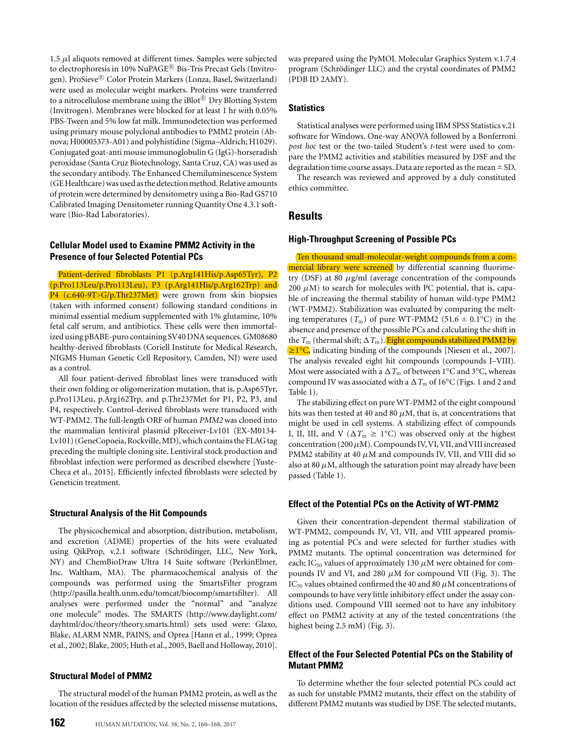1.5 $\mu$l aliquots removed at different times. Samples were subjected to electrophoresis in 10% NuPAGE® Bis-Tris Precast Gels (Invitrogen). ProSieve® Color Protein Markers (Lonza, Basel, Switzerland) were used as molecular weight markers. Proteins were transferred to a nitrocellulose membrane using the iBlot® Dry Blotting System (Invitrogen). Membranes were blocked for at least 1 hr with 0.05% PBS-Tween and 5% low fat milk. Immunodetection was performed using primary mouse polyclonal antibodies to PMM2 protein (Abnova; H00005373-A01) and polyhistidine (Sigma–Aldrich; H1029). Conjugated goat-anti mouse immunoglobulin G (IgG)-horseradish peroxidase (Santa Cruz Biotechnology, Santa Cruz, CA) was used as the secondary antibody. The Enhanced Chemiluminescence System (GE Healthcare) was used as the detection method. Relative amounts of protein were determined by densitometry using a Bio-Rad GS710 Calibrated Imaging Densitometer running Quantity One 4.3.1 software (Bio-Rad Laboratories).

### Cellular Model used to Examine PMM2 Activity in the Presence of four Selected Potential PCs

Patient-derived fibroblasts P1 (p.Arg141His/p.Asp65Tyr), P2 (p.Pro113Leu/p.Pro113Leu), P3 (p.Arg141His/p.Arg162Trp) and P4 (c.640-9T>G/p.Thr237Met) were grown from skin biopsies (taken with informed consent) following standard conditions in minimal essential medium supplemented with 1% glutamine, 10% fetal calf serum, and antibiotics. These cells were then immortalized using pBABE-puro containing SV40 DNA sequences. GM08680 healthy-derived fibroblasts (Coriell Institute for Medical Research, NIGMS Human Genetic Cell Repository, Camden, NJ) were used as a control.

All four patient-derived fibroblast lines were transduced with their own folding or oligomerization mutation, that is, p.Asp65Tyr, p.Pro113Leu, p.Arg162Trp, and p.Thr237Met for P1, P2, P3, and P4, respectively. Control-derived fibroblasts were transduced with WT-PMM2. The full-length ORF of human *PMM2* was cloned into the mammalian lentiviral plasmid pReceiver-Lv101 (EX-M0134-Lv101) (GeneCopoeia, Rockville, MD), which contains the FLAG tag preceding the multiple cloning site. Lentiviral stock production and fibroblast infection were performed as described elsewhere [Yuste-Checa et al., 2015]. Efficiently infected fibroblasts were selected by Geneticin treatment.

### Structural Analysis of the Hit Compounds

The physicochemical and absorption, distribution, metabolism, and excretion (ADME) properties of the hits were evaluated using QikProp, v.2.1 software (Schrödinger, LLC, New York, NY) and ChemBioDraw Ultra 14 Suite software (PerkinElmer, Inc. Waltham, MA). The pharmacochemical analysis of the compounds was performed using the SmartsFilter program (http://pasilla.health.unm.edu/tomcat/biocomp/smartsfilter). All analyses were performed under the "normal" and "analyze one molecule" modes. The SMARTS (http://www.daylight.com/dayhtml/doc/theory/theory.smarts.html) sets used were: Glaxo, Blake, ALARM NMR, PAINS, and Oprea [Hann et al., 1999; Oprea et al., 2002; Blake, 2005; Huth et al., 2005, Baell and Holloway, 2010].

### Structural Model of PMM2

The structural model of the human PMM2 protein, as well as the location of the residues affected by the selected missense mutations, was prepared using the PyMOL Molecular Graphics System v.1.7.4 program (Schrödinger LLC) and the crystal coordinates of PMM2 (PDB ID 2AMY).

### Statistics

Statistical analyses were performed using IBM SPSS Statistics v.21 software for Windows. One-way ANOVA followed by a Bonferroni *post hoc* test or the two-tailed Student's *t*-test were used to compare the PMM2 activities and stabilities measured by DSF and the degradation time course assays. Data are reported as the mean ± SD.

The research was reviewed and approved by a duly constituted ethics committee.

## Results

### High-Throughput Screening of Possible PCs

Ten thousand small-molecular-weight compounds from a commercial library were screened by differential scanning fluorimetry (DSF) at 80 $\mu$g/ml (average concentration of the compounds 200 $\mu$M) to search for molecules with PC potential, that is, capable of increasing the thermal stability of human wild-type PMM2 (WT-PMM2). Stabilization was evaluated by comparing the melting temperatures ($T_m$) of pure WT-PMM2 (51.6 ± 0.1°C) in the absence and presence of the possible PCs and calculating the shift in the $T_m$ (thermal shift; $\Delta T_m$). Eight compounds stabilized PMM2 by ≥1°C, indicating binding of the compounds [Niesen et al., 2007]. The analysis revealed eight hit compounds (compounds I–VIII). Most were associated with a $\Delta T_m$ of between 1°C and 3°C, whereas compound IV was associated with a $\Delta T_m$ of 16°C (Figs. 1 and 2 and Table 1).

The stabilizing effect on pure WT-PMM2 of the eight compound hits was then tested at 40 and 80 $\mu$M, that is, at concentrations that might be used in cell systems. A stabilizing effect of compounds I, II, III, and V ($\Delta T_m \geq 1$°C) was observed only at the highest concentration (200 $\mu$M). Compounds IV, VI, VII, and VIII increased PMM2 stability at 40 $\mu$M and compounds IV, VII, and VIII did so also at 80 $\mu$M, although the saturation point may already have been passed (Table 1).

### Effect of the Potential PCs on the Activity of WT-PMM2

Given their concentration-dependent thermal stabilization of WT-PMM2, compounds IV, VI, VII, and VIII appeared promising as potential PCs and were selected for further studies with PMM2 mutants. The optimal concentration was determined for each; $IC_{50}$ values of approximately 130 $\mu$M were obtained for compounds IV and VI, and 280 $\mu$M for compound VII (Fig. 3). The $IC_{50}$ values obtained confirmed the 40 and 80 $\mu$M concentrations of compounds to have very little inhibitory effect under the assay conditions used. Compound VIII seemed not to have any inhibitory effect on PMM2 activity at any of the tested concentrations (the highest being 2.5 mM) (Fig. 3).

### Effect of the Four Selected Potential PCs on the Stability of Mutant PMM2

To determine whether the four selected potential PCs could act as such for unstable PMM2 mutants, their effect on the stability of different PMM2 mutants was studied by DSF. The selected mutants,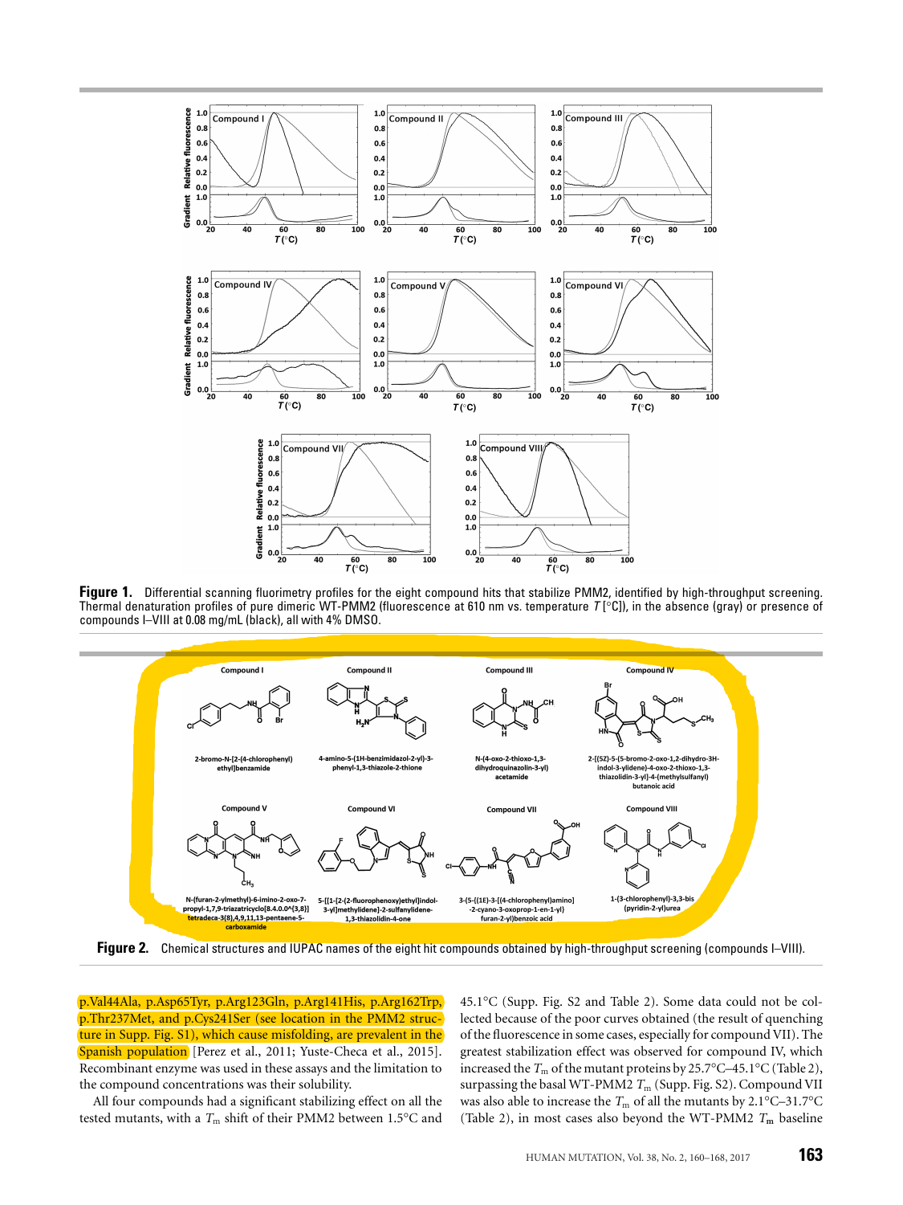**Figure 1.** Differential scanning fluorimetry profiles for the eight compound hits that stabilize PMM2, identified by high-throughput screening. Thermal denaturation profiles of pure dimeric WT-PMM2 (fluorescence at 610 nm vs. temperature $T$ [°C]), in the absence (gray) or presence of compounds I–VIII at 0.08 mg/mL (black), all with 4% DMSO.

**Figure 2.** Chemical structures and IUPAC names of the eight hit compounds obtained by high-throughput screening (compounds I–VIII).

p.Val44Ala, p.Asp65Tyr, p.Arg123Gln, p.Arg141His, p.Arg162Trp, p.Thr237Met, and p.Cys241Ser (see location in the PMM2 structure in Supp. Fig. S1), which cause misfolding, are prevalent in the Spanish population [Perez et al., 2011; Yuste-Checa et al., 2015]. Recombinant enzyme was used in these assays and the limitation to the compound concentrations was their solubility.

All four compounds had a significant stabilizing effect on all the tested mutants, with a $T_m$ shift of their PMM2 between 1.5°C and 45.1°C (Supp. Fig. S2 and Table 2). Some data could not be collected because of the poor curves obtained (the result of quenching of the fluorescence in some cases, especially for compound VII). The greatest stabilization effect was observed for compound IV, which increased the $T_m$ of the mutant proteins by 25.7°C–45.1°C (Table 2), surpassing the basal WT-PMM2 $T_m$ (Supp. Fig. S2). Compound VII was also able to increase the $T_m$ of all the mutants by 2.1°C–31.7°C (Table 2), in most cases also beyond the WT-PMM2 $T_m$ baseline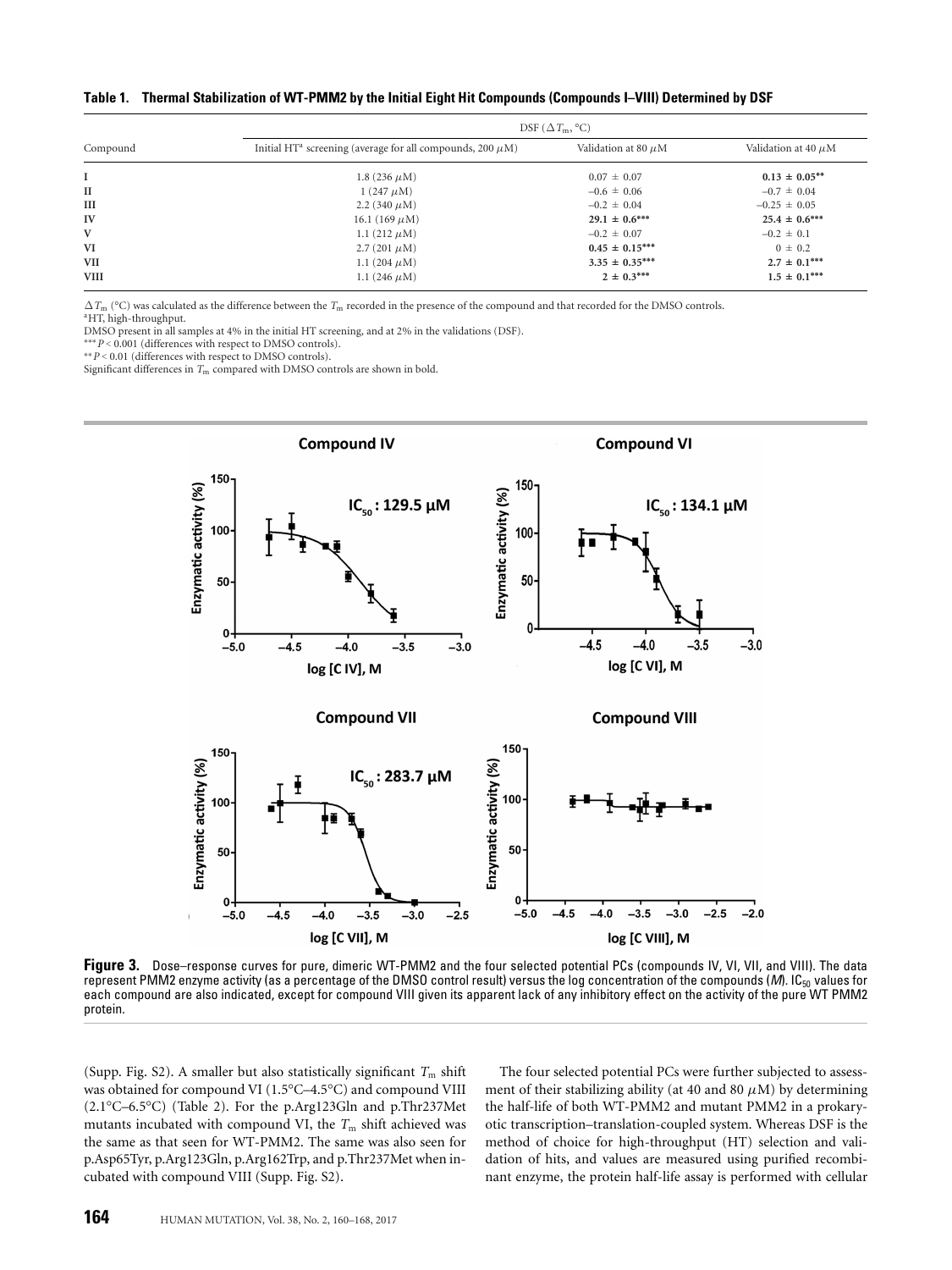**Table 1. Thermal Stabilization of WT-PMM2 by the Initial Eight Hit Compounds (Compounds I–VIII) Determined by DSF**

| Compound | DSF ($\Delta T_m$, °C) | | |
|---|---|---|---|
| | Initial HT[a] screening (average for all compounds, 200 $\mu$M) | Validation at 80 $\mu$M | Validation at 40 $\mu$M |
| I | 1.8 (236 $\mu$M) | 0.07 ± 0.07 | **0.13 ± 0.05**** |
| II | 1 (247 $\mu$M) | –0.6 ± 0.06 | –0.7 ± 0.04 |
| III | 2.2 (340 $\mu$M) | –0.2 ± 0.04 | –0.25 ± 0.05 |
| IV | 16.1 (169 $\mu$M) | **29.1 ± 0.6***** | **25.4 ± 0.6***** |
| V | 1.1 (212 $\mu$M) | –0.2 ± 0.07 | –0.2 ± 0.1 |
| VI | 2.7 (201 $\mu$M) | **0.45 ± 0.15***** | 0 ± 0.2 |
| VII | 1.1 (204 $\mu$M) | **3.35 ± 0.35***** | **2.7 ± 0.1***** |
| VIII | 1.1 (246 $\mu$M) | **2 ± 0.3***** | **1.5 ± 0.1***** |

$\Delta T_m$ (°C) was calculated as the difference between the $T_m$ recorded in the presence of the compound and that recorded for the DMSO controls.
[a]HT, high-throughput.
DMSO present in all samples at 4% in the initial HT screening, and at 2% in the validations (DSF).
*** $P < 0.001$ (differences with respect to DMSO controls).
** $P < 0.01$ (differences with respect to DMSO controls).
Significant differences in $T_m$ compared with DMSO controls are shown in bold.

**Figure 3.** Dose–response curves for pure, dimeric WT-PMM2 and the four selected potential PCs (compounds IV, VI, VII, and VIII). The data represent PMM2 enzyme activity (as a percentage of the DMSO control result) versus the log concentration of the compounds (*M*). $IC_{50}$ values for each compound are also indicated, except for compound VIII given its apparent lack of any inhibitory effect on the activity of the pure WT PMM2 protein.

(Supp. Fig. S2). A smaller but also statistically significant $T_m$ shift was obtained for compound VI (1.5°C–4.5°C) and compound VIII (2.1°C–6.5°C) (Table 2). For the p.Arg123Gln and p.Thr237Met mutants incubated with compound VI, the $T_m$ shift achieved was the same as that seen for WT-PMM2. The same was also seen for p.Asp65Tyr, p.Arg123Gln, p.Arg162Trp, and p.Thr237Met when incubated with compound VIII (Supp. Fig. S2).

The four selected potential PCs were further subjected to assessment of their stabilizing ability (at 40 and 80 $\mu$M) by determining the half-life of both WT-PMM2 and mutant PMM2 in a prokaryotic transcription–translation-coupled system. Whereas DSF is the method of choice for high-throughput (HT) selection and validation of hits, and values are measured using purified recombinant enzyme, the protein half-life assay is performed with cellular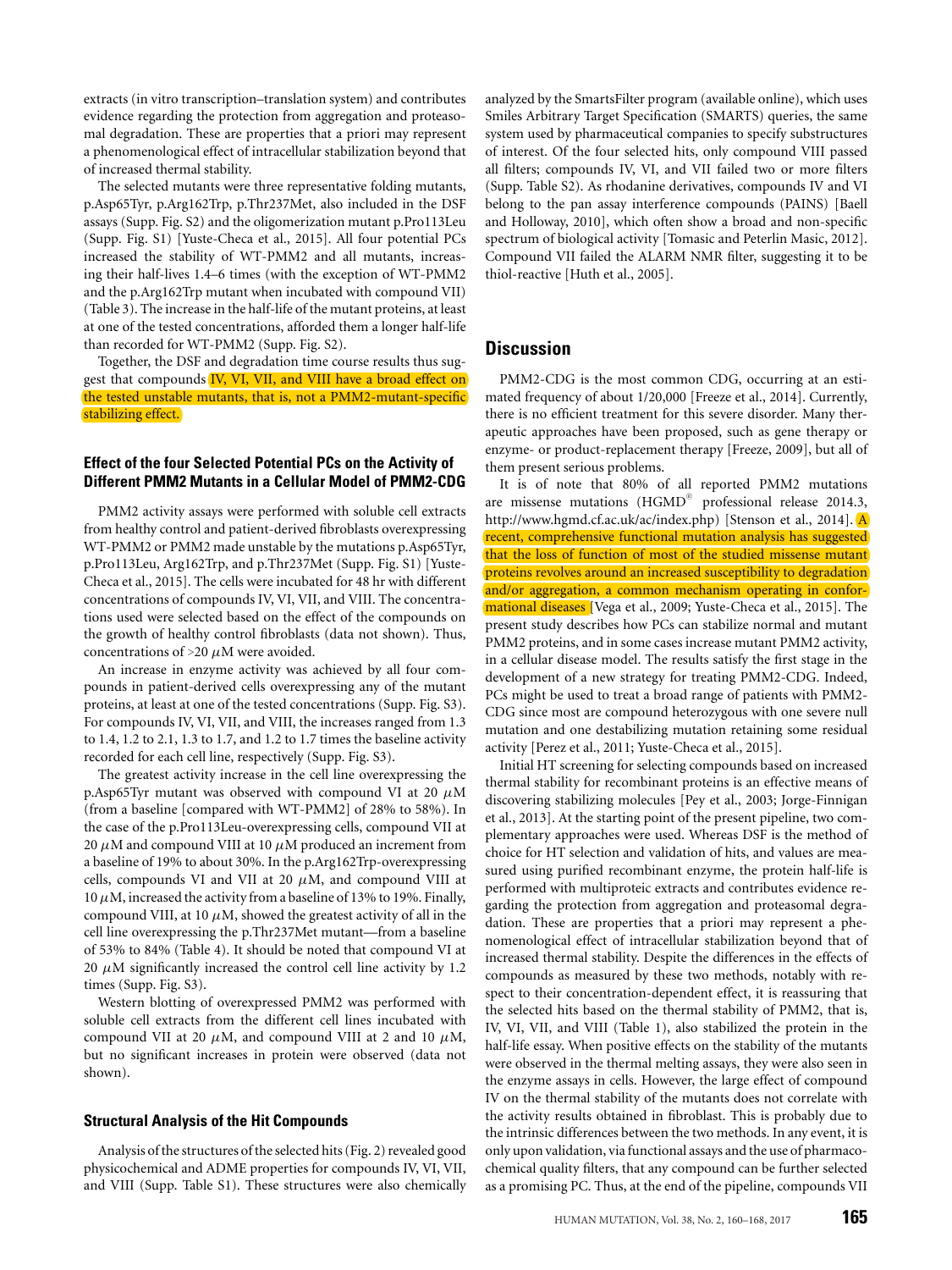extracts (in vitro transcription–translation system) and contributes evidence regarding the protection from aggregation and proteasomal degradation. These are properties that a priori may represent a phenomenological effect of intracellular stabilization beyond that of increased thermal stability.

The selected mutants were three representative folding mutants, p.Asp65Tyr, p.Arg162Trp, p.Thr237Met, also included in the DSF assays (Supp. Fig. S2) and the oligomerization mutant p.Pro113Leu (Supp. Fig. S1) [Yuste-Checa et al., 2015]. All four potential PCs increased the stability of WT-PMM2 and all mutants, increasing their half-lives 1.4–6 times (with the exception of WT-PMM2 and the p.Arg162Trp mutant when incubated with compound VII) (Table 3). The increase in the half-life of the mutant proteins, at least at one of the tested concentrations, afforded them a longer half-life than recorded for WT-PMM2 (Supp. Fig. S2).

Together, the DSF and degradation time course results thus suggest that compounds IV, VI, VII, and VIII have a broad effect on the tested unstable mutants, that is, not a PMM2-mutant-specific stabilizing effect.

### Effect of the four Selected Potential PCs on the Activity of Different PMM2 Mutants in a Cellular Model of PMM2-CDG

PMM2 activity assays were performed with soluble cell extracts from healthy control and patient-derived fibroblasts overexpressing WT-PMM2 or PMM2 made unstable by the mutations p.Asp65Tyr, p.Pro113Leu, Arg162Trp, and p.Thr237Met (Supp. Fig. S1) [Yuste-Checa et al., 2015]. The cells were incubated for 48 hr with different concentrations of compounds IV, VI, VII, and VIII. The concentrations used were selected based on the effect of the compounds on the growth of healthy control fibroblasts (data not shown). Thus, concentrations of >20 $\mu$M were avoided.

An increase in enzyme activity was achieved by all four compounds in patient-derived cells overexpressing any of the mutant proteins, at least at one of the tested concentrations (Supp. Fig. S3). For compounds IV, VI, VII, and VIII, the increases ranged from 1.3 to 1.4, 1.2 to 2.1, 1.3 to 1.7, and 1.2 to 1.7 times the baseline activity recorded for each cell line, respectively (Supp. Fig. S3).

The greatest activity increase in the cell line overexpressing the p.Asp65Tyr mutant was observed with compound VI at 20 $\mu$M (from a baseline [compared with WT-PMM2] of 28% to 58%). In the case of the p.Pro113Leu-overexpressing cells, compound VII at 20 $\mu$M and compound VIII at 10 $\mu$M produced an increment from a baseline of 19% to about 30%. In the p.Arg162Trp-overexpressing cells, compounds VI and VII at 20 $\mu$M, and compound VIII at 10 $\mu$M, increased the activity from a baseline of 13% to 19%. Finally, compound VIII, at 10 $\mu$M, showed the greatest activity of all in the cell line overexpressing the p.Thr237Met mutant—from a baseline of 53% to 84% (Table 4). It should be noted that compound VI at 20 $\mu$M significantly increased the control cell line activity by 1.2 times (Supp. Fig. S3).

Western blotting of overexpressed PMM2 was performed with soluble cell extracts from the different cell lines incubated with compound VII at 20 $\mu$M, and compound VIII at 2 and 10 $\mu$M, but no significant increases in protein were observed (data not shown).

### Structural Analysis of the Hit Compounds

Analysis of the structures of the selected hits (Fig. 2) revealed good physicochemical and ADME properties for compounds IV, VI, VII, and VIII (Supp. Table S1). These structures were also chemically analyzed by the SmartsFilter program (available online), which uses Smiles Arbitrary Target Specification (SMARTS) queries, the same system used by pharmaceutical companies to specify substructures of interest. Of the four selected hits, only compound VIII passed all filters; compounds IV, VI, and VII failed two or more filters (Supp. Table S2). As rhodanine derivatives, compounds IV and VI belong to the pan assay interference compounds (PAINS) [Baell and Holloway, 2010], which often show a broad and non-specific spectrum of biological activity [Tomasic and Peterlin Masic, 2012]. Compound VII failed the ALARM NMR filter, suggesting it to be thiol-reactive [Huth et al., 2005].

## Discussion

PMM2-CDG is the most common CDG, occurring at an estimated frequency of about 1/20,000 [Freeze et al., 2014]. Currently, there is no efficient treatment for this severe disorder. Many therapeutic approaches have been proposed, such as gene therapy or enzyme- or product-replacement therapy [Freeze, 2009], but all of them present serious problems.

It is of note that 80% of all reported PMM2 mutations are missense mutations (HGMD® professional release 2014.3, http://www.hgmd.cf.ac.uk/ac/index.php) [Stenson et al., 2014]. A recent, comprehensive functional mutation analysis has suggested that the loss of function of most of the studied missense mutant proteins revolves around an increased susceptibility to degradation and/or aggregation, a common mechanism operating in conformational diseases [Vega et al., 2009; Yuste-Checa et al., 2015]. The present study describes how PCs can stabilize normal and mutant PMM2 proteins, and in some cases increase mutant PMM2 activity, in a cellular disease model. The results satisfy the first stage in the development of a new strategy for treating PMM2-CDG. Indeed, PCs might be used to treat a broad range of patients with PMM2-CDG since most are compound heterozygous with one severe null mutation and one destabilizing mutation retaining some residual activity [Perez et al., 2011; Yuste-Checa et al., 2015].

Initial HT screening for selecting compounds based on increased thermal stability for recombinant proteins is an effective means of discovering stabilizing molecules [Pey et al., 2003; Jorge-Finnigan et al., 2013]. At the starting point of the present pipeline, two complementary approaches were used. Whereas DSF is the method of choice for HT selection and validation of hits, and values are measured using purified recombinant enzyme, the protein half-life is performed with multiproteic extracts and contributes evidence regarding the protection from aggregation and proteasomal degradation. These are properties that a priori may represent a phenomenological effect of intracellular stabilization beyond that of increased thermal stability. Despite the differences in the effects of compounds as measured by these two methods, notably with respect to their concentration-dependent effect, it is reassuring that the selected hits based on the thermal stability of PMM2, that is, IV, VI, VII, and VIII (Table 1), also stabilized the protein in the half-life essay. When positive effects on the stability of the mutants were observed in the thermal melting assays, they were also seen in the enzyme assays in cells. However, the large effect of compound IV on the thermal stability of the mutants does not correlate with the activity results obtained in fibroblast. This is probably due to the intrinsic differences between the two methods. In any event, it is only upon validation, via functional assays and the use of pharmacochemical quality filters, that any compound can be further selected as a promising PC. Thus, at the end of the pipeline, compounds VII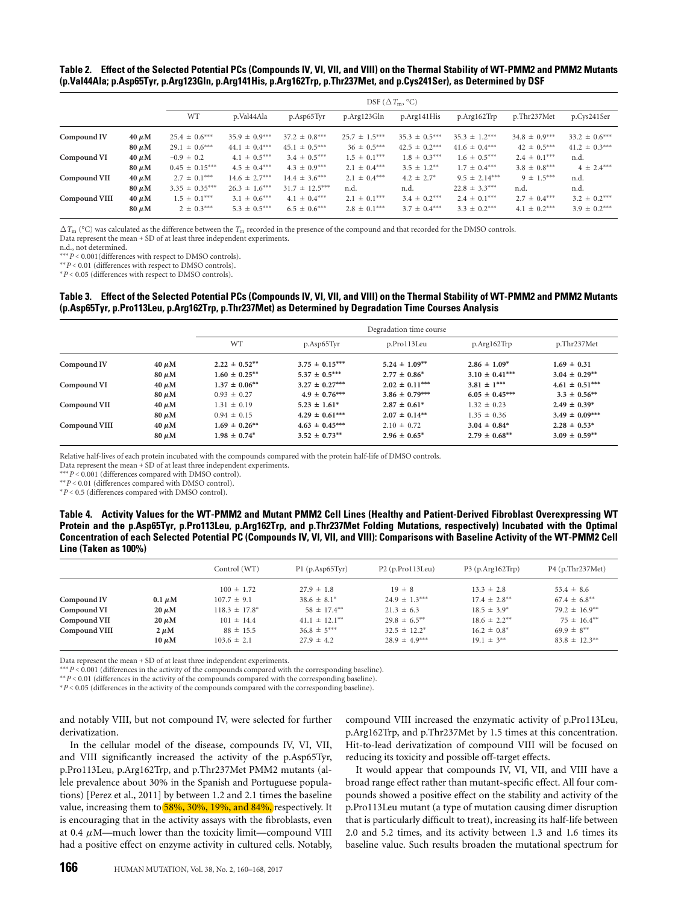**Table 2. Effect of the Selected Potential PCs (Compounds IV, VI, VII, and VIII) on the Thermal Stability of WT-PMM2 and PMM2 Mutants (p.Val44Ala; p.Asp65Tyr, p.Arg123Gln, p.Arg141His, p.Arg162Trp, p.Thr237Met, and p.Cys241Ser), as Determined by DSF**

| | | DSF ($\Delta T_m$, °C) | | | | | | | |
|---|---|---|---|---|---|---|---|---|---|
| | | WT | p.Val44Ala | p.Asp65Tyr | p.Arg123Gln | p.Arg141His | p.Arg162Trp | p.Thr237Met | p.Cys241Ser |
| **Compound IV** | **40 μM** | 25.4 ± 0.6*** | 35.9 ± 0.9*** | 37.2 ± 0.8*** | 25.7 ± 1.5*** | 35.3 ± 0.5*** | 35.3 ± 1.2*** | 34.8 ± 0.9*** | 33.2 ± 0.6*** |
| | **80 μM** | 29.1 ± 0.6*** | 44.1 ± 0.4*** | 45.1 ± 0.5*** | 36 ± 0.5*** | 42.5 ± 0.2*** | 41.6 ± 0.4*** | 42 ± 0.5*** | 41.2 ± 0.3*** |
| **Compound VI** | **40 μM** | −0.9 ± 0.2 | 4.1 ± 0.5*** | 3.4 ± 0.5*** | 1.5 ± 0.1*** | 1.8 ± 0.3*** | 1.6 ± 0.5*** | 2.4 ± 0.1*** | n.d. |
| | **80 μM** | 0.45 ± 0.15*** | 4.5 ± 0.4*** | 4.3 ± 0.9*** | 2.1 ± 0.4*** | 3.5 ± 1.2** | 1.7 ± 0.4*** | 3.8 ± 0.8*** | 4 ± 2.4*** |
| **Compound VII** | **40 μM** | 2.7 ± 0.1*** | 14.6 ± 2.7*** | 14.4 ± 3.6*** | 2.1 ± 0.4*** | 4.2 ± 2.7* | 9.5 ± 2.14*** | 9 ± 1.5*** | n.d. |
| | **80 μM** | 3.35 ± 0.35*** | 26.3 ± 1.6*** | 31.7 ± 12.5*** | n.d. | n.d. | 22.8 ± 3.3*** | n.d. | n.d. |
| **Compound VIII** | **40 μM** | 1.5 ± 0.1*** | 3.1 ± 0.6*** | 4.1 ± 0.4*** | 2.1 ± 0.1*** | 3.4 ± 0.2*** | 2.4 ± 0.1*** | 2.7 ± 0.4*** | 3.2 ± 0.2*** |
| | **80 μM** | 2 ± 0.3*** | 5.3 ± 0.5*** | 6.5 ± 0.6*** | 2.8 ± 0.1*** | 3.7 ± 0.4*** | 3.3 ± 0.2*** | 4.1 ± 0.2*** | 3.9 ± 0.2*** |

$\Delta T_m$ (°C) was calculated as the difference between the $T_m$ recorded in the presence of the compound and that recorded for the DMSO controls.
Data represent the mean + SD of at least three independent experiments.
n.d., not determined.
***$P < 0.001$(differences with respect to DMSO controls).
**$P < 0.01$ (differences with respect to DMSO controls).
*$P < 0.05$ (differences with respect to DMSO controls).

**Table 3. Effect of the Selected Potential PCs (Compounds IV, VI, VII, and VIII) on the Thermal Stability of WT-PMM2 and PMM2 Mutants (p.Asp65Tyr, p.Pro113Leu, p.Arg162Trp, p.Thr237Met) as Determined by Degradation Time Courses Analysis**

| | | Degradation time course | | | | |
|---|---|---|---|---|---|---|
| | | WT | p.Asp65Tyr | p.Pro113Leu | p.Arg162Trp | p.Thr237Met |
| **Compound IV** | **40 μM** | **2.22 ± 0.52**** | **3.75 ± 0.15***** | **5.24 ± 1.09**** | **2.86 ± 1.09*** | **1.69 ± 0.31** |
| | **80 μM** | **1.60 ± 0.25**** | **5.37 ± 0.5***** | **2.77 ± 0.86*** | **3.10 ± 0.41***** | **3.04 ± 0.29**** |
| **Compound VI** | **40 μM** | **1.37 ± 0.06**** | **3.27 ± 0.27***** | **2.02 ± 0.11***** | **3.81 ± 1***** | **4.61 ± 0.51***** |
| | **80 μM** | 0.93 ± 0.27 | **4.9 ± 0.76***** | **3.86 ± 0.79***** | **6.05 ± 0.45***** | **3.3 ± 0.56**** |
| **Compound VII** | **40 μM** | 1.31 ± 0.19 | **5.23 ± 1.61*** | **2.87 ± 0.61*** | 1.32 ± 0.23 | **2.49 ± 0.39*** |
| | **80 μM** | 0.94 ± 0.15 | **4.29 ± 0.61***** | **2.07 ± 0.14**** | 1.35 ± 0.36 | **3.49 ± 0.09***** |
| **Compound VIII** | **40 μM** | **1.69 ± 0.26**** | **4.63 ± 0.45***** | 2.10 ± 0.72 | **3.04 ± 0.84*** | **2.28 ± 0.53*** |
| | **80 μM** | **1.98 ± 0.74*** | **3.52 ± 0.73**** | **2.96 ± 0.65*** | **2.79 ± 0.68**** | **3.09 ± 0.59**** |

Relative half-lives of each protein incubated with the compounds compared with the protein half-life of DMSO controls.
Data represent the mean + SD of at least three independent experiments.
***$P < 0.001$ (differences compared with DMSO control).
**$P < 0.01$ (differences compared with DMSO control).
*$P < 0.5$ (differences compared with DMSO control).

**Table 4. Activity Values for the WT-PMM2 and Mutant PMM2 Cell Lines (Healthy and Patient-Derived Fibroblast Overexpressing WT Protein and the p.Asp65Tyr, p.Pro113Leu, p.Arg162Trp, and p.Thr237Met Folding Mutations, respectively) Incubated with the Optimal Concentration of each Selected Potential PC (Compounds IV, VI, VII, and VIII): Comparisons with Baseline Activity of the WT-PMM2 Cell Line (Taken as 100%)**

| | | Control (WT) | P1 (p.Asp65Tyr) | P2 (p.Pro113Leu) | P3 (p.Arg162Trp) | P4 (p.Thr237Met) |
|---|---|---|---|---|---|---|
| | | 100 ± 1.72 | 27.9 ± 1.8 | 19 ± 8 | 13.3 ± 2.8 | 53.4 ± 8.6 |
| **Compound IV** | **0.1 μM** | 107.7 ± 9.1 | 38.6 ± 8.1* | 24.9 ± 1.3*** | 17.4 ± 2.8** | 67.4 ± 6.8** |
| **Compound VI** | **20 μM** | 118.3 ± 17.8* | 58 ± 17.4** | 21.3 ± 6.3 | 18.5 ± 3.9* | 79.2 ± 16.9** |
| **Compound VII** | **20 μM** | 101 ± 14.4 | 41.1 ± 12.1** | 29.8 ± 6.5** | 18.6 ± 2.2** | 75 ± 16.4** |
| **Compound VIII** | **2 μM** | 88 ± 15.5 | 36.8 ± 5*** | 32.5 ± 12.2* | 16.2 ± 0.8* | 69.9 ± 8** |
| | **10 μM** | 103.6 ± 2.1 | 27.9 ± 4.2 | 28.9 ± 4.9*** | 19.1 ± 3** | 83.8 ± 12.3** |

Data represent the mean + SD of at least three independent experiments.
***$P < 0.001$ (differences in the activity of the compounds compared with the corresponding baseline).
**$P < 0.01$ (differences in the activity of the compounds compared with the corresponding baseline).
*$P < 0.05$ (differences in the activity of the compounds compared with the corresponding baseline).

and notably VIII, but not compound IV, were selected for further derivatization.

In the cellular model of the disease, compounds IV, VI, VII, and VIII significantly increased the activity of the p.Asp65Tyr, p.Pro113Leu, p.Arg162Trp, and p.Thr237Met PMM2 mutants (allele prevalence about 30% in the Spanish and Portuguese populations) [Perez et al., 2011] by between 1.2 and 2.1 times the baseline value, increasing them to 58%, 30%, 19%, and 84%, respectively. It is encouraging that in the activity assays with the fibroblasts, even at 0.4 μM—much lower than the toxicity limit—compound VIII had a positive effect on enzyme activity in cultured cells. Notably, compound VIII increased the enzymatic activity of p.Pro113Leu, p.Arg162Trp, and p.Thr237Met by 1.5 times at this concentration. Hit-to-lead derivatization of compound VIII will be focused on reducing its toxicity and possible off-target effects.

It would appear that compounds IV, VI, VII, and VIII have a broad range effect rather than mutant-specific effect. All four compounds showed a positive effect on the stability and activity of the p.Pro113Leu mutant (a type of mutation causing dimer disruption that is particularly difficult to treat), increasing its half-life between 2.0 and 5.2 times, and its activity between 1.3 and 1.6 times its baseline value. Such results broaden the mutational spectrum for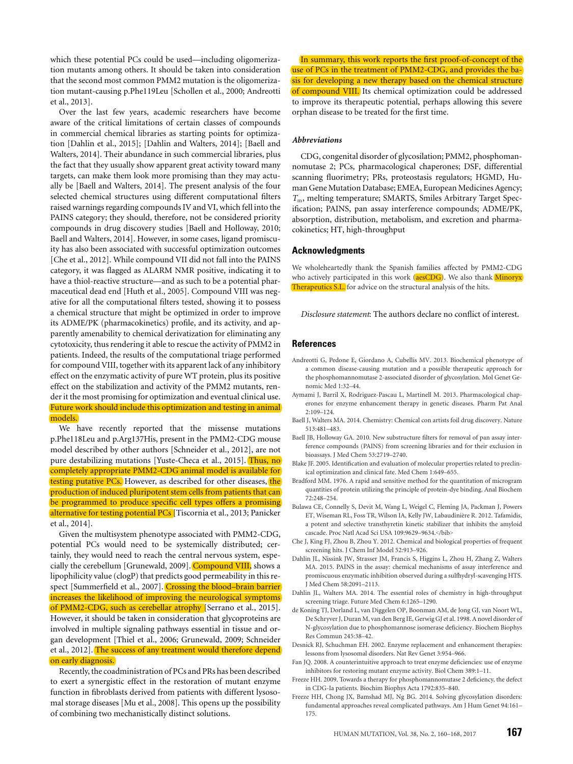which these potential PCs could be used—including oligomerization mutants among others. It should be taken into consideration that the second most common PMM2 mutation is the oligomerization mutant-causing p.Phe119Leu [Schollen et al., 2000; Andreotti et al., 2013].

Over the last few years, academic researchers have become aware of the critical limitations of certain classes of compounds in commercial chemical libraries as starting points for optimization [Dahlin et al., 2015]; [Dahlin and Walters, 2014]; [Baell and Walters, 2014]. Their abundance in such commercial libraries, plus the fact that they usually show apparent great activity toward many targets, can make them look more promising than they may actually be [Baell and Walters, 2014]. The present analysis of the four selected chemical structures using different computational filters raised warnings regarding compounds IV and VI, which fell into the PAINS category; they should, therefore, not be considered priority compounds in drug discovery studies [Baell and Holloway, 2010; Baell and Walters, 2014]. However, in some cases, ligand promiscuity has also been associated with successful optimization outcomes [Che et al., 2012]. While compound VII did not fall into the PAINS category, it was flagged as ALARM NMR positive, indicating it to have a thiol-reactive structure—and as such to be a potential pharmaceutical dead end [Huth et al., 2005]. Compound VIII was negative for all the computational filters tested, showing it to possess a chemical structure that might be optimized in order to improve its ADME/PK (pharmacokinetics) profile, and its activity, and apparently amenability to chemical derivatization for eliminating any cytotoxicity, thus rendering it able to rescue the activity of PMM2 in patients. Indeed, the results of the computational triage performed for compound VIII, together with its apparent lack of any inhibitory effect on the enzymatic activity of pure WT protein, plus its positive effect on the stabilization and activity of the PMM2 mutants, render it the most promising for optimization and eventual clinical use. Future work should include this optimization and testing in animal models.

We have recently reported that the missense mutations p.Phe118Leu and p.Arg137His, present in the PMM2-CDG mouse model described by other authors [Schneider et al., 2012], are not pure destabilizing mutations [Yuste-Checa et al., 2015]. Thus, no completely appropriate PMM2-CDG animal model is available for testing putative PCs. However, as described for other diseases, the production of induced pluripotent stem cells from patients that can be programmed to produce specific cell types offers a promising alternative for testing potential PCs [Tiscornia et al., 2013; Panicker et al., 2014].

Given the multisystem phenotype associated with PMM2-CDG, potential PCs would need to be systemically distributed; certainly, they would need to reach the central nervous system, especially the cerebellum [Grunewald, 2009]. Compound VIII, shows a lipophilicity value (clogP) that predicts good permeability in this respect [Summerfield et al., 2007]. Crossing the blood–brain barrier increases the likelihood of improving the neurological symptoms of PMM2-CDG, such as cerebellar atrophy [Serrano et al., 2015]. However, it should be taken in consideration that glycoproteins are involved in multiple signaling pathways essential in tissue and organ development [Thiel et al., 2006; Grunewald, 2009; Schneider et al., 2012]. The success of any treatment would therefore depend on early diagnosis.

Recently, the coadministration of PCs and PRs has been described to exert a synergistic effect in the restoration of mutant enzyme function in fibroblasts derived from patients with different lysosomal storage diseases [Mu et al., 2008]. This opens up the possibility of combining two mechanistically distinct solutions.

In summary, this work reports the first proof-of-concept of the use of PCs in the treatment of PMM2-CDG, and provides the basis for developing a new therapy based on the chemical structure of compound VIII. Its chemical optimization could be addressed to improve its therapeutic potential, perhaps allowing this severe orphan disease to be treated for the first time.

### *Abbreviations*

CDG, congenital disorder of glycosilation; PMM2, phosphomannomutase 2; PCs, pharmacological chaperones; DSF, differential scanning fluorimetry; PRs, proteostasis regulators; HGMD, Human Gene Mutation Database; EMEA, European Medicines Agency; $T_m$, melting temperature; SMARTS, Smiles Arbitrary Target Specification; PAINS, pan assay interference compounds; ADME/PK, absorption, distribution, metabolism, and excretion and pharmacokinetics; HT, high-throughput

## Acknowledgments

We wholeheartedly thank the Spanish families affected by PMM2-CDG who actively participated in this work (aesCDG). We also thank Minoryx Therapeutics S.L. for advice on the structural analysis of the hits.

*Disclosure statement*: The authors declare no conflict of interest.

## References

Andreotti G, Pedone E, Giordano A, Cubellis MV. 2013. Biochemical phenotype of a common disease-causing mutation and a possible therapeutic approach for the phosphomannomutase 2-associated disorder of glycosylation. Mol Genet Genomic Med 1:32–44.

Aymami J, Barril X, Rodriguez-Pascau L, Martinell M. 2013. Pharmacological chaperones for enzyme enhancement therapy in genetic diseases. Pharm Pat Anal 2:109–124.

Baell J, Walters MA. 2014. Chemistry: Chemical con artists foil drug discovery. Nature 513:481–483.

Baell JB, Holloway GA. 2010. New substructure filters for removal of pan assay interference compounds (PAINS) from screening libraries and for their exclusion in bioassays. J Med Chem 53:2719–2740.

Blake JF. 2005. Identification and evaluation of molecular properties related to preclinical optimization and clinical fate. Med Chem 1:649–655.

Bradford MM. 1976. A rapid and sensitive method for the quantitation of microgram quantities of protein utilizing the principle of protein-dye binding. Anal Biochem 72:248–254.

Bulawa CE, Connelly S, Devit M, Wang L, Weigel C, Fleming JA, Packman J, Powers ET, Wiseman RL, Foss TR, Wilson IA, Kelly JW, Labaudinière R. 2012. Tafamidis, a potent and selective transthyretin kinetic stabilizer that inhibits the amyloid cascade. Proc Natl Acad Sci USA 109:9629–9634.</bib>

Che J, King FJ, Zhou B, Zhou Y. 2012. Chemical and biological properties of frequent screening hits. J Chem Inf Model 52:913–926.

Dahlin JL, Nissink JW, Strasser JM, Francis S, Higgins L, Zhou H, Zhang Z, Walters MA. 2015. PAINS in the assay: chemical mechanisms of assay interference and promiscuous enzymatic inhibition observed during a sulfhydryl-scavenging HTS. J Med Chem 58:2091–2113.

Dahlin JL, Walters MA. 2014. The essential roles of chemistry in high-throughput screening triage. Future Med Chem 6:1265–1290.

de Koning TJ, Dorland L, van Diggelen OP, Boonman AM, de Jong GJ, van Noort WL, De Schryver J, Duran M, van den Berg IE, Gerwig GJ et al. 1998. A novel disorder of N-glycosylation due to phosphomannose isomerase deficiency. Biochem Biophys Res Commun 245:38–42.

Desnick RJ, Schuchman EH. 2002. Enzyme replacement and enhancement therapies: lessons from lysosomal disorders. Nat Rev Genet 3:954–966.

Fan JQ. 2008. A counterintuitive approach to treat enzyme deficiencies: use of enzyme inhibitors for restoring mutant enzyme activity. Biol Chem 389:1–11.

Freeze HH. 2009. Towards a therapy for phosphomannomutase 2 deficiency, the defect in CDG-Ia patients. Biochim Biophys Acta 1792:835–840.

Freeze HH, Chong JX, Bamshad MJ, Ng BG. 2014. Solving glycosylation disorders: fundamental approaches reveal complicated pathways. Am J Hum Genet 94:161–175.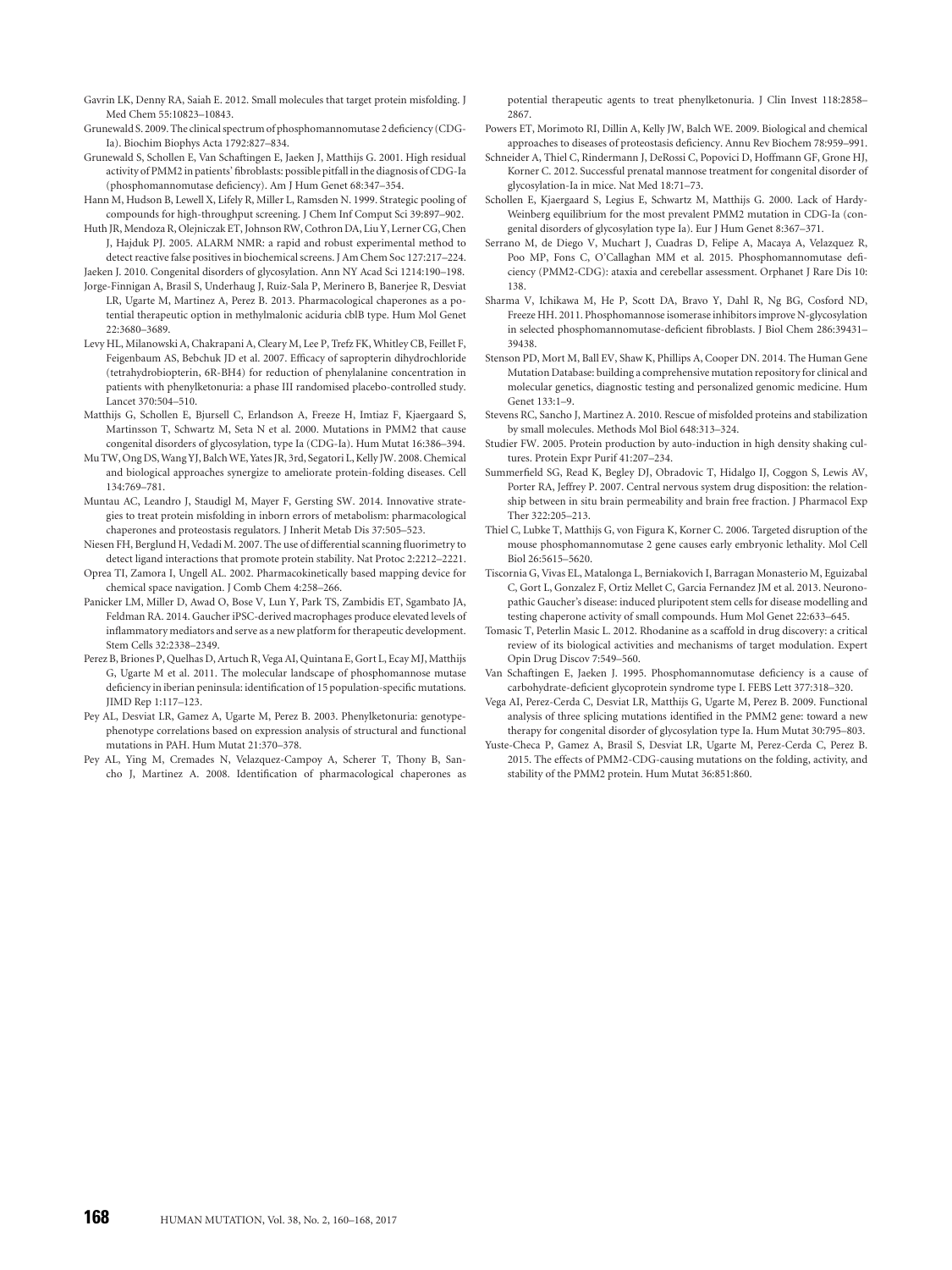Gavrin LK, Denny RA, Saiah E. 2012. Small molecules that target protein misfolding. J Med Chem 55:10823–10843.

Grunewald S. 2009. The clinical spectrum of phosphomannomutase 2 deficiency (CDG-Ia). Biochim Biophys Acta 1792:827–834.

Grunewald S, Schollen E, Van Schaftingen E, Jaeken J, Matthijs G. 2001. High residual activity of PMM2 in patients' fibroblasts: possible pitfall in the diagnosis of CDG-Ia (phosphomannomutase deficiency). Am J Hum Genet 68:347–354.

Hann M, Hudson B, Lewell X, Lifely R, Miller L, Ramsden N. 1999. Strategic pooling of compounds for high-throughput screening. J Chem Inf Comput Sci 39:897–902.

Huth JR, Mendoza R, Olejniczak ET, Johnson RW, Cothron DA, Liu Y, Lerner CG, Chen J, Hajduk PJ. 2005. ALARM NMR: a rapid and robust experimental method to detect reactive false positives in biochemical screens. J Am Chem Soc 127:217–224.

Jaeken J. 2010. Congenital disorders of glycosylation. Ann NY Acad Sci 1214:190–198.

Jorge-Finnigan A, Brasil S, Underhaug J, Ruiz-Sala P, Merinero B, Banerjee R, Desviat LR, Ugarte M, Martinez A, Perez B. 2013. Pharmacological chaperones as a potential therapeutic option in methylmalonic aciduria cblB type. Hum Mol Genet 22:3680–3689.

Levy HL, Milanowski A, Chakrapani A, Cleary M, Lee P, Trefz FK, Whitley CB, Feillet F, Feigenbaum AS, Bebchuk JD et al. 2007. Efficacy of sapropterin dihydrochloride (tetrahydrobiopterin, 6R-BH4) for reduction of phenylalanine concentration in patients with phenylketonuria: a phase III randomised placebo-controlled study. Lancet 370:504–510.

Matthijs G, Schollen E, Bjursell C, Erlandson A, Freeze H, Imtiaz F, Kjaergaard S, Martinsson T, Schwartz M, Seta N et al. 2000. Mutations in PMM2 that cause congenital disorders of glycosylation, type Ia (CDG-Ia). Hum Mutat 16:386–394.

Mu TW, Ong DS, Wang YJ, Balch WE, Yates JR, 3rd, Segatori L, Kelly JW. 2008. Chemical and biological approaches synergize to ameliorate protein-folding diseases. Cell 134:769–781.

Muntau AC, Leandro J, Staudigl M, Mayer F, Gersting SW. 2014. Innovative strategies to treat protein misfolding in inborn errors of metabolism: pharmacological chaperones and proteostasis regulators. J Inherit Metab Dis 37:505–523.

Niesen FH, Berglund H, Vedadi M. 2007. The use of differential scanning fluorimetry to detect ligand interactions that promote protein stability. Nat Protoc 2:2212–2221.

Oprea TI, Zamora I, Ungell AL. 2002. Pharmacokinetically based mapping device for chemical space navigation. J Comb Chem 4:258–266.

Panicker LM, Miller D, Awad O, Bose V, Lun Y, Park TS, Zambidis ET, Sgambato JA, Feldman RA. 2014. Gaucher iPSC-derived macrophages produce elevated levels of inflammatory mediators and serve as a new platform for therapeutic development. Stem Cells 32:2338–2349.

Perez B, Briones P, Quelhas D, Artuch R, Vega AI, Quintana E, Gort L, Ecay MJ, Matthijs G, Ugarte M et al. 2011. The molecular landscape of phosphomannose mutase deficiency in iberian peninsula: identification of 15 population-specific mutations. JIMD Rep 1:117–123.

Pey AL, Desviat LR, Gamez A, Ugarte M, Perez B. 2003. Phenylketonuria: genotype-phenotype correlations based on expression analysis of structural and functional mutations in PAH. Hum Mutat 21:370–378.

Pey AL, Ying M, Cremades N, Velazquez-Campoy A, Scherer T, Thony B, Sancho J, Martinez A. 2008. Identification of pharmacological chaperones as potential therapeutic agents to treat phenylketonuria. J Clin Invest 118:2858–2867.

Powers ET, Morimoto RI, Dillin A, Kelly JW, Balch WE. 2009. Biological and chemical approaches to diseases of proteostasis deficiency. Annu Rev Biochem 78:959–991.

Schneider A, Thiel C, Rindermann J, DeRossi C, Popovici D, Hoffmann GF, Grone HJ, Korner C. 2012. Successful prenatal mannose treatment for congenital disorder of glycosylation-Ia in mice. Nat Med 18:71–73.

Schollen E, Kjaergaard S, Legius E, Schwartz M, Matthijs G. 2000. Lack of Hardy-Weinberg equilibrium for the most prevalent PMM2 mutation in CDG-Ia (congenital disorders of glycosylation type Ia). Eur J Hum Genet 8:367–371.

Serrano M, de Diego V, Muchart J, Cuadras D, Felipe A, Macaya A, Velazquez R, Poo MP, Fons C, O'Callaghan MM et al. 2015. Phosphomannomutase deficiency (PMM2-CDG): ataxia and cerebellar assessment. Orphanet J Rare Dis 10: 138.

Sharma V, Ichikawa M, He P, Scott DA, Bravo Y, Dahl R, Ng BG, Cosford ND, Freeze HH. 2011. Phosphomannose isomerase inhibitors improve N-glycosylation in selected phosphomannomutase-deficient fibroblasts. J Biol Chem 286:39431–39438.

Stenson PD, Mort M, Ball EV, Shaw K, Phillips A, Cooper DN. 2014. The Human Gene Mutation Database: building a comprehensive mutation repository for clinical and molecular genetics, diagnostic testing and personalized genomic medicine. Hum Genet 133:1–9.

Stevens RC, Sancho J, Martinez A. 2010. Rescue of misfolded proteins and stabilization by small molecules. Methods Mol Biol 648:313–324.

Studier FW. 2005. Protein production by auto-induction in high density shaking cultures. Protein Expr Purif 41:207–234.

Summerfield SG, Read K, Begley DJ, Obradovic T, Hidalgo IJ, Coggon S, Lewis AV, Porter RA, Jeffrey P. 2007. Central nervous system drug disposition: the relationship between in situ brain permeability and brain free fraction. J Pharmacol Exp Ther 322:205–213.

Thiel C, Lubke T, Matthijs G, von Figura K, Korner C. 2006. Targeted disruption of the mouse phosphomannomutase 2 gene causes early embryonic lethality. Mol Cell Biol 26:5615–5620.

Tiscornia G, Vivas EL, Matalonga L, Berniakovich I, Barragan Monasterio M, Eguizabal C, Gort L, Gonzalez F, Ortiz Mellet C, Garcia Fernandez JM et al. 2013. Neuronopathic Gaucher's disease: induced pluripotent stem cells for disease modelling and testing chaperone activity of small compounds. Hum Mol Genet 22:633–645.

Tomasic T, Peterlin Masic L. 2012. Rhodanine as a scaffold in drug discovery: a critical review of its biological activities and mechanisms of target modulation. Expert Opin Drug Discov 7:549–560.

Van Schaftingen E, Jaeken J. 1995. Phosphomannomutase deficiency is a cause of carbohydrate-deficient glycoprotein syndrome type I. FEBS Lett 377:318–320.

Vega AI, Perez-Cerda C, Desviat LR, Matthijs G, Ugarte M, Perez B. 2009. Functional analysis of three splicing mutations identified in the PMM2 gene: toward a new therapy for congenital disorder of glycosylation type Ia. Hum Mutat 30:795–803.

Yuste-Checa P, Gamez A, Brasil S, Desviat LR, Ugarte M, Perez-Cerda C, Perez B. 2015. The effects of PMM2-CDG-causing mutations on the folding, activity, and stability of the PMM2 protein. Hum Mutat 36:851:860.